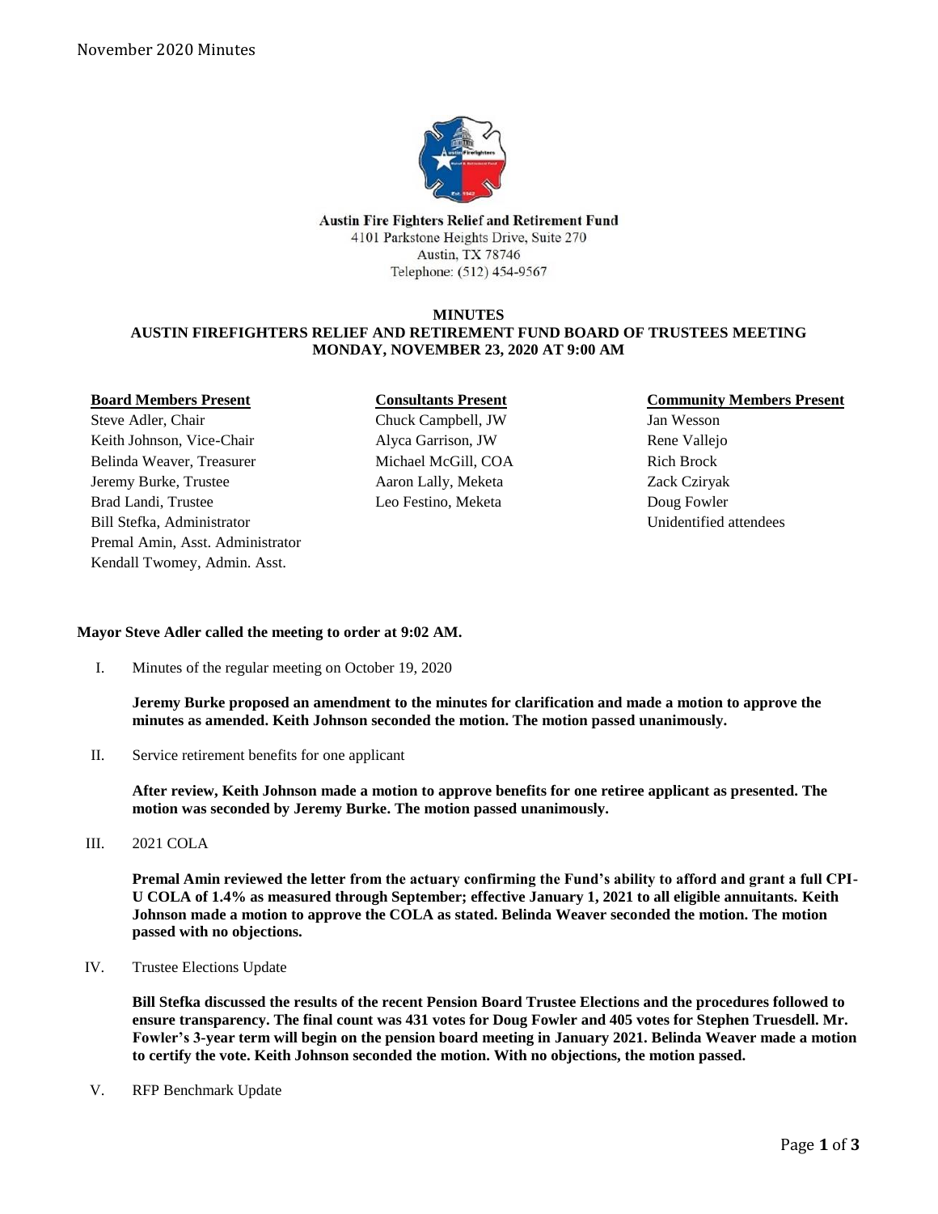Austin Fire Fighters Relief and Retirement Fund
4101 Parkstone Heights Drive, Suite 270
Austin, TX 78746
Telephone: (512) 454-9567

# MINUTES
## AUSTIN FIREFIGHTERS RELIEF AND RETIREMENT FUND BOARD OF TRUSTEES MEETING
## MONDAY, NOVEMBER 23, 2020 AT 9:00 AM

| Board Members Present | Consultants Present | Community Members Present |
|---|---|---|
| Steve Adler, Chair | Chuck Campbell, JW | Jan Wesson |
| Keith Johnson, Vice-Chair | Alyca Garrison, JW | Rene Vallejo |
| Belinda Weaver, Treasurer | Michael McGill, COA | Rich Brock |
| Jeremy Burke, Trustee | Aaron Lally, Meketa | Zack Cziryak |
| Brad Landi, Trustee | Leo Festino, Meketa | Doug Fowler |
| Bill Stefka, Administrator | | Unidentified attendees |
| Premal Amin, Asst. Administrator | | |
| Kendall Twomey, Admin. Asst. | | |

**Mayor Steve Adler called the meeting to order at 9:02 AM.**

I. Minutes of the regular meeting on October 19, 2020

**Jeremy Burke proposed an amendment to the minutes for clarification and made a motion to approve the minutes as amended. Keith Johnson seconded the motion. The motion passed unanimously.**

II. Service retirement benefits for one applicant

**After review, Keith Johnson made a motion to approve benefits for one retiree applicant as presented. The motion was seconded by Jeremy Burke. The motion passed unanimously.**

III. 2021 COLA

**Premal Amin reviewed the letter from the actuary confirming the Fund's ability to afford and grant a full CPI-U COLA of 1.4% as measured through September; effective January 1, 2021 to all eligible annuitants. Keith Johnson made a motion to approve the COLA as stated. Belinda Weaver seconded the motion. The motion passed with no objections.**

IV. Trustee Elections Update

**Bill Stefka discussed the results of the recent Pension Board Trustee Elections and the procedures followed to ensure transparency. The final count was 431 votes for Doug Fowler and 405 votes for Stephen Truesdell. Mr. Fowler's 3-year term will begin on the pension board meeting in January 2021. Belinda Weaver made a motion to certify the vote. Keith Johnson seconded the motion. With no objections, the motion passed.**

V. RFP Benchmark Update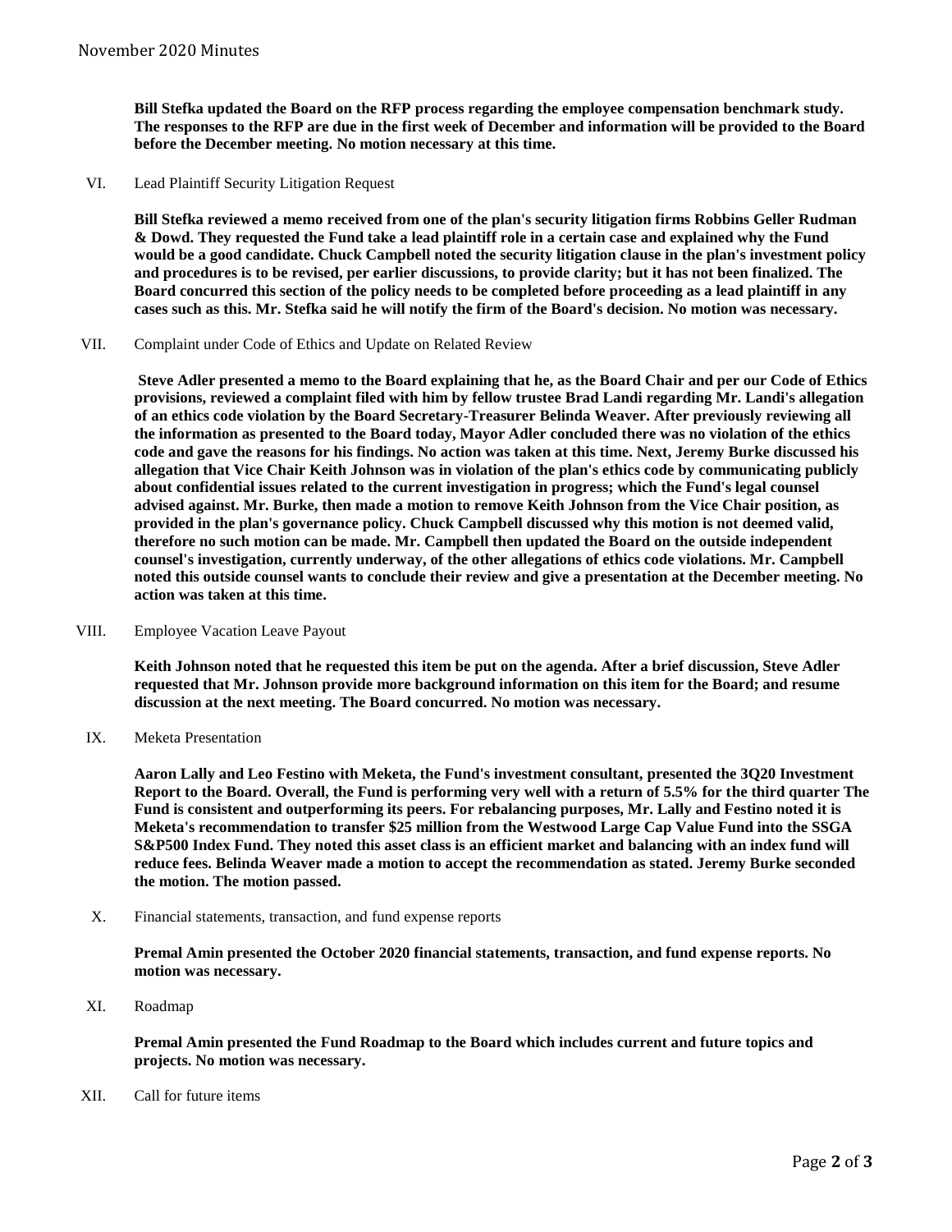**Bill Stefka updated the Board on the RFP process regarding the employee compensation benchmark study. The responses to the RFP are due in the first week of December and information will be provided to the Board before the December meeting. No motion necessary at this time.**

VI. Lead Plaintiff Security Litigation Request

**Bill Stefka reviewed a memo received from one of the plan's security litigation firms Robbins Geller Rudman & Dowd. They requested the Fund take a lead plaintiff role in a certain case and explained why the Fund would be a good candidate. Chuck Campbell noted the security litigation clause in the plan's investment policy and procedures is to be revised, per earlier discussions, to provide clarity; but it has not been finalized. The Board concurred this section of the policy needs to be completed before proceeding as a lead plaintiff in any cases such as this. Mr. Stefka said he will notify the firm of the Board's decision. No motion was necessary.**

VII. Complaint under Code of Ethics and Update on Related Review

**Steve Adler presented a memo to the Board explaining that he, as the Board Chair and per our Code of Ethics provisions, reviewed a complaint filed with him by fellow trustee Brad Landi regarding Mr. Landi's allegation of an ethics code violation by the Board Secretary-Treasurer Belinda Weaver. After previously reviewing all the information as presented to the Board today, Mayor Adler concluded there was no violation of the ethics code and gave the reasons for his findings. No action was taken at this time. Next, Jeremy Burke discussed his allegation that Vice Chair Keith Johnson was in violation of the plan's ethics code by communicating publicly about confidential issues related to the current investigation in progress; which the Fund's legal counsel advised against. Mr. Burke, then made a motion to remove Keith Johnson from the Vice Chair position, as provided in the plan's governance policy. Chuck Campbell discussed why this motion is not deemed valid, therefore no such motion can be made. Mr. Campbell then updated the Board on the outside independent counsel's investigation, currently underway, of the other allegations of ethics code violations. Mr. Campbell noted this outside counsel wants to conclude their review and give a presentation at the December meeting. No action was taken at this time.**

VIII. Employee Vacation Leave Payout

**Keith Johnson noted that he requested this item be put on the agenda. After a brief discussion, Steve Adler requested that Mr. Johnson provide more background information on this item for the Board; and resume discussion at the next meeting. The Board concurred. No motion was necessary.**

IX. Meketa Presentation

**Aaron Lally and Leo Festino with Meketa, the Fund's investment consultant, presented the 3Q20 Investment Report to the Board. Overall, the Fund is performing very well with a return of 5.5% for the third quarter The Fund is consistent and outperforming its peers. For rebalancing purposes, Mr. Lally and Festino noted it is Meketa's recommendation to transfer $25 million from the Westwood Large Cap Value Fund into the SSGA S&P500 Index Fund. They noted this asset class is an efficient market and balancing with an index fund will reduce fees. Belinda Weaver made a motion to accept the recommendation as stated. Jeremy Burke seconded the motion. The motion passed.**

X. Financial statements, transaction, and fund expense reports

**Premal Amin presented the October 2020 financial statements, transaction, and fund expense reports. No motion was necessary.**

XI. Roadmap

**Premal Amin presented the Fund Roadmap to the Board which includes current and future topics and projects. No motion was necessary.**

XII. Call for future items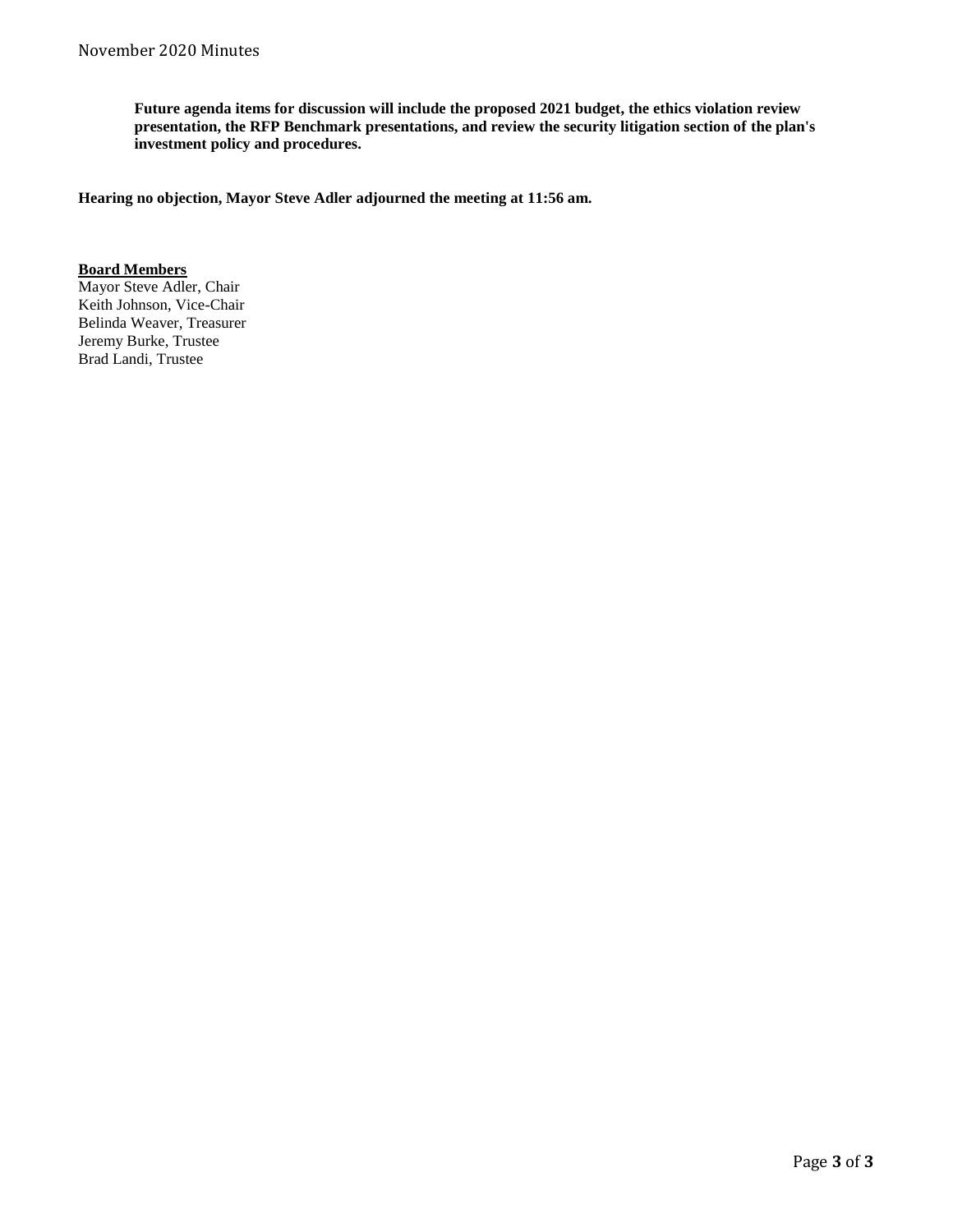**Future agenda items for discussion will include the proposed 2021 budget, the ethics violation review presentation, the RFP Benchmark presentations, and review the security litigation section of the plan's investment policy and procedures.**

**Hearing no objection, Mayor Steve Adler adjourned the meeting at 11:56 am.**

**Board Members**

Mayor Steve Adler, Chair
Keith Johnson, Vice-Chair
Belinda Weaver, Treasurer
Jeremy Burke, Trustee
Brad Landi, Trustee